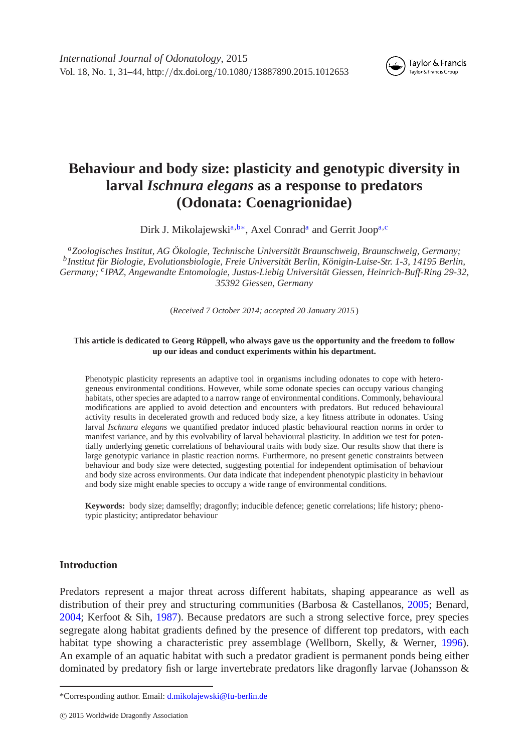# Behaviour and body size: plasticity and genotypic diversity in larval *Ischnura elegans* as a response to predators (Odonata: Coenagrionidae)

Dirk J. Mikolajewski[a,b*], Axel Conrad[a] and Gerrit Joop[a,c]

[a] *Zoologisches Institut, AG Ökologie, Technische Universität Braunschweig, Braunschweig, Germany;* [b] *Institut für Biologie, Evolutionsbiologie, Freie Universität Berlin, Königin-Luise-Str. 1-3, 14195 Berlin, Germany;* [c] *IPAZ, Angewandte Entomologie, Justus-Liebig Universität Giessen, Heinrich-Buff-Ring 29-32, 35392 Giessen, Germany*

(*Received 7 October 2014; accepted 20 January 2015*)

**This article is dedicated to Georg Rüppell, who always gave us the opportunity and the freedom to follow up our ideas and conduct experiments within his department.**

Phenotypic plasticity represents an adaptive tool in organisms including odonates to cope with heterogeneous environmental conditions. However, while some odonate species can occupy various changing habitats, other species are adapted to a narrow range of environmental conditions. Commonly, behavioural modifications are applied to avoid detection and encounters with predators. But reduced behavioural activity results in decelerated growth and reduced body size, a key fitness attribute in odonates. Using larval *Ischnura elegans* we quantified predator induced plastic behavioural reaction norms in order to manifest variance, and by this evolvability of larval behavioural plasticity. In addition we test for potentially underlying genetic correlations of behavioural traits with body size. Our results show that there is large genotypic variance in plastic reaction norms. Furthermore, no present genetic constraints between behaviour and body size were detected, suggesting potential for independent optimisation of behaviour and body size across environments. Our data indicate that independent phenotypic plasticity in behaviour and body size might enable species to occupy a wide range of environmental conditions.

**Keywords:** body size; damselfly; dragonfly; inducible defence; genetic correlations; life history; phenotypic plasticity; antipredator behaviour

## Introduction

Predators represent a major threat across different habitats, shaping appearance as well as distribution of their prey and structuring communities (Barbosa & Castellanos, 2005; Benard, 2004; Kerfoot & Sih, 1987). Because predators are such a strong selective force, prey species segregate along habitat gradients defined by the presence of different top predators, with each habitat type showing a characteristic prey assemblage (Wellborn, Skelly, & Werner, 1996). An example of an aquatic habitat with such a predator gradient is permanent ponds being either dominated by predatory fish or large invertebrate predators like dragonfly larvae (Johansson &

*Corresponding author. Email: d.mikolajewski@fu-berlin.de

© 2015 Worldwide Dragonfly Association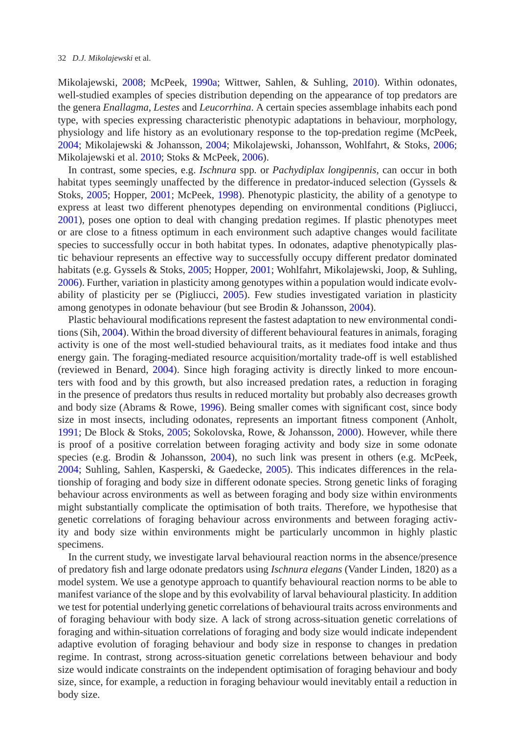Mikolajewski, 2008; McPeek, 1990a; Wittwer, Sahlen, & Suhling, 2010). Within odonates, well-studied examples of species distribution depending on the appearance of top predators are the genera *Enallagma*, *Lestes* and *Leucorrhina*. A certain species assemblage inhabits each pond type, with species expressing characteristic phenotypic adaptations in behaviour, morphology, physiology and life history as an evolutionary response to the top-predation regime (McPeek, 2004; Mikolajewski & Johansson, 2004; Mikolajewski, Johansson, Wohlfahrt, & Stoks, 2006; Mikolajewski et al. 2010; Stoks & McPeek, 2006).

In contrast, some species, e.g. *Ischnura* spp. or *Pachydiplax longipennis*, can occur in both habitat types seemingly unaffected by the difference in predator-induced selection (Gyssels & Stoks, 2005; Hopper, 2001; McPeek, 1998). Phenotypic plasticity, the ability of a genotype to express at least two different phenotypes depending on environmental conditions (Pigliucci, 2001), poses one option to deal with changing predation regimes. If plastic phenotypes meet or are close to a fitness optimum in each environment such adaptive changes would facilitate species to successfully occur in both habitat types. In odonates, adaptive phenotypically plastic behaviour represents an effective way to successfully occupy different predator dominated habitats (e.g. Gyssels & Stoks, 2005; Hopper, 2001; Wohlfahrt, Mikolajewski, Joop, & Suhling, 2006). Further, variation in plasticity among genotypes within a population would indicate evolvability of plasticity per se (Pigliucci, 2005). Few studies investigated variation in plasticity among genotypes in odonate behaviour (but see Brodin & Johansson, 2004).

Plastic behavioural modifications represent the fastest adaptation to new environmental conditions (Sih, 2004). Within the broad diversity of different behavioural features in animals, foraging activity is one of the most well-studied behavioural traits, as it mediates food intake and thus energy gain. The foraging-mediated resource acquisition/mortality trade-off is well established (reviewed in Benard, 2004). Since high foraging activity is directly linked to more encounters with food and by this growth, but also increased predation rates, a reduction in foraging in the presence of predators thus results in reduced mortality but probably also decreases growth and body size (Abrams & Rowe, 1996). Being smaller comes with significant cost, since body size in most insects, including odonates, represents an important fitness component (Anholt, 1991; De Block & Stoks, 2005; Sokolovska, Rowe, & Johansson, 2000). However, while there is proof of a positive correlation between foraging activity and body size in some odonate species (e.g. Brodin & Johansson, 2004), no such link was present in others (e.g. McPeek, 2004; Suhling, Sahlen, Kasperski, & Gaedecke, 2005). This indicates differences in the relationship of foraging and body size in different odonate species. Strong genetic links of foraging behaviour across environments as well as between foraging and body size within environments might substantially complicate the optimisation of both traits. Therefore, we hypothesise that genetic correlations of foraging behaviour across environments and between foraging activity and body size within environments might be particularly uncommon in highly plastic specimens.

In the current study, we investigate larval behavioural reaction norms in the absence/presence of predatory fish and large odonate predators using *Ischnura elegans* (Vander Linden, 1820) as a model system. We use a genotype approach to quantify behavioural reaction norms to be able to manifest variance of the slope and by this evolvability of larval behavioural plasticity. In addition we test for potential underlying genetic correlations of behavioural traits across environments and of foraging behaviour with body size. A lack of strong across-situation genetic correlations of foraging and within-situation correlations of foraging and body size would indicate independent adaptive evolution of foraging behaviour and body size in response to changes in predation regime. In contrast, strong across-situation genetic correlations between behaviour and body size would indicate constraints on the independent optimisation of foraging behaviour and body size, since, for example, a reduction in foraging behaviour would inevitably entail a reduction in body size.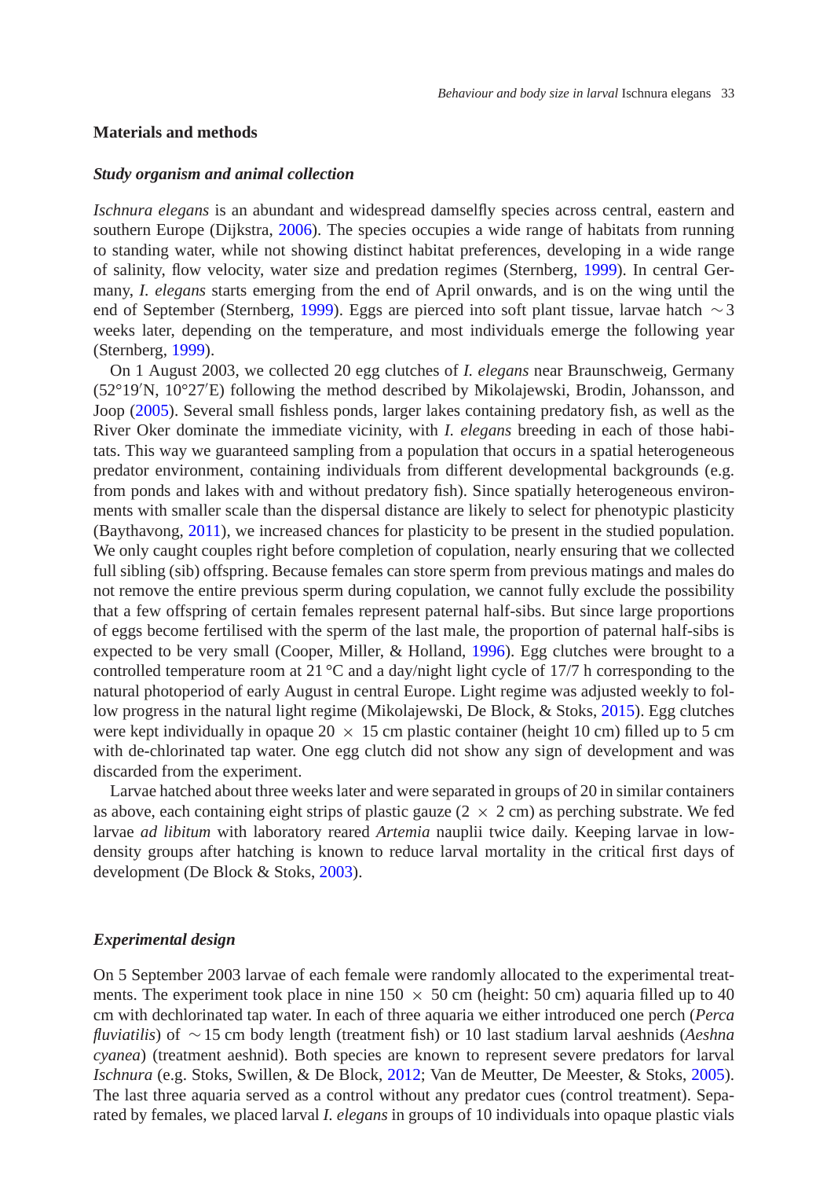## Materials and methods

### *Study organism and animal collection*

*Ischnura elegans* is an abundant and widespread damselfly species across central, eastern and southern Europe (Dijkstra, 2006). The species occupies a wide range of habitats from running to standing water, while not showing distinct habitat preferences, developing in a wide range of salinity, flow velocity, water size and predation regimes (Sternberg, 1999). In central Germany, *I. elegans* starts emerging from the end of April onwards, and is on the wing until the end of September (Sternberg, 1999). Eggs are pierced into soft plant tissue, larvae hatch ~3 weeks later, depending on the temperature, and most individuals emerge the following year (Sternberg, 1999).

On 1 August 2003, we collected 20 egg clutches of *I. elegans* near Braunschweig, Germany (52°19′N, 10°27′E) following the method described by Mikolajewski, Brodin, Johansson, and Joop (2005). Several small fishless ponds, larger lakes containing predatory fish, as well as the River Oker dominate the immediate vicinity, with *I. elegans* breeding in each of those habitats. This way we guaranteed sampling from a population that occurs in a spatial heterogeneous predator environment, containing individuals from different developmental backgrounds (e.g. from ponds and lakes with and without predatory fish). Since spatially heterogeneous environments with smaller scale than the dispersal distance are likely to select for phenotypic plasticity (Baythavong, 2011), we increased chances for plasticity to be present in the studied population. We only caught couples right before completion of copulation, nearly ensuring that we collected full sibling (sib) offspring. Because females can store sperm from previous matings and males do not remove the entire previous sperm during copulation, we cannot fully exclude the possibility that a few offspring of certain females represent paternal half-sibs. But since large proportions of eggs become fertilised with the sperm of the last male, the proportion of paternal half-sibs is expected to be very small (Cooper, Miller, & Holland, 1996). Egg clutches were brought to a controlled temperature room at 21 °C and a day/night light cycle of 17/7 h corresponding to the natural photoperiod of early August in central Europe. Light regime was adjusted weekly to follow progress in the natural light regime (Mikolajewski, De Block, & Stoks, 2015). Egg clutches were kept individually in opaque 20 × 15 cm plastic container (height 10 cm) filled up to 5 cm with de-chlorinated tap water. One egg clutch did not show any sign of development and was discarded from the experiment.

Larvae hatched about three weeks later and were separated in groups of 20 in similar containers as above, each containing eight strips of plastic gauze (2 × 2 cm) as perching substrate. We fed larvae *ad libitum* with laboratory reared *Artemia* nauplii twice daily. Keeping larvae in low-density groups after hatching is known to reduce larval mortality in the critical first days of development (De Block & Stoks, 2003).

### *Experimental design*

On 5 September 2003 larvae of each female were randomly allocated to the experimental treatments. The experiment took place in nine 150 × 50 cm (height: 50 cm) aquaria filled up to 40 cm with dechlorinated tap water. In each of three aquaria we either introduced one perch (*Perca fluviatilis*) of ~15 cm body length (treatment fish) or 10 last stadium larval aeshnids (*Aeshna cyanea*) (treatment aeshnid). Both species are known to represent severe predators for larval *Ischnura* (e.g. Stoks, Swillen, & De Block, 2012; Van de Meutter, De Meester, & Stoks, 2005). The last three aquaria served as a control without any predator cues (control treatment). Separated by females, we placed larval *I. elegans* in groups of 10 individuals into opaque plastic vials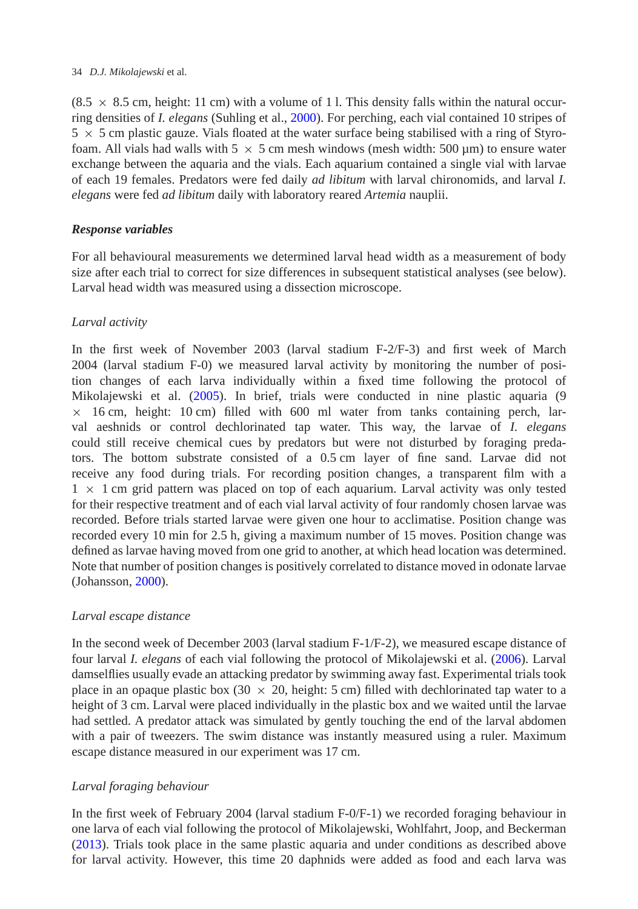(8.5 × 8.5 cm, height: 11 cm) with a volume of 1 l. This density falls within the natural occurring densities of *I. elegans* (Suhling et al., 2000). For perching, each vial contained 10 stripes of 5 × 5 cm plastic gauze. Vials floated at the water surface being stabilised with a ring of Styrofoam. All vials had walls with 5 × 5 cm mesh windows (mesh width: 500 µm) to ensure water exchange between the aquaria and the vials. Each aquarium contained a single vial with larvae of each 19 females. Predators were fed daily *ad libitum* with larval chironomids, and larval *I. elegans* were fed *ad libitum* daily with laboratory reared *Artemia* nauplii.

### *Response variables*

For all behavioural measurements we determined larval head width as a measurement of body size after each trial to correct for size differences in subsequent statistical analyses (see below). Larval head width was measured using a dissection microscope.

#### *Larval activity*

In the first week of November 2003 (larval stadium F-2/F-3) and first week of March 2004 (larval stadium F-0) we measured larval activity by monitoring the number of position changes of each larva individually within a fixed time following the protocol of Mikolajewski et al. (2005). In brief, trials were conducted in nine plastic aquaria (9 × 16 cm, height: 10 cm) filled with 600 ml water from tanks containing perch, larval aeshnids or control dechlorinated tap water. This way, the larvae of *I. elegans* could still receive chemical cues by predators but were not disturbed by foraging predators. The bottom substrate consisted of a 0.5 cm layer of fine sand. Larvae did not receive any food during trials. For recording position changes, a transparent film with a 1 × 1 cm grid pattern was placed on top of each aquarium. Larval activity was only tested for their respective treatment and of each vial larval activity of four randomly chosen larvae was recorded. Before trials started larvae were given one hour to acclimatise. Position change was recorded every 10 min for 2.5 h, giving a maximum number of 15 moves. Position change was defined as larvae having moved from one grid to another, at which head location was determined. Note that number of position changes is positively correlated to distance moved in odonate larvae (Johansson, 2000).

#### *Larval escape distance*

In the second week of December 2003 (larval stadium F-1/F-2), we measured escape distance of four larval *I. elegans* of each vial following the protocol of Mikolajewski et al. (2006). Larval damselflies usually evade an attacking predator by swimming away fast. Experimental trials took place in an opaque plastic box (30 × 20, height: 5 cm) filled with dechlorinated tap water to a height of 3 cm. Larval were placed individually in the plastic box and we waited until the larvae had settled. A predator attack was simulated by gently touching the end of the larval abdomen with a pair of tweezers. The swim distance was instantly measured using a ruler. Maximum escape distance measured in our experiment was 17 cm.

#### *Larval foraging behaviour*

In the first week of February 2004 (larval stadium F-0/F-1) we recorded foraging behaviour in one larva of each vial following the protocol of Mikolajewski, Wohlfahrt, Joop, and Beckerman (2013). Trials took place in the same plastic aquaria and under conditions as described above for larval activity. However, this time 20 daphnids were added as food and each larva was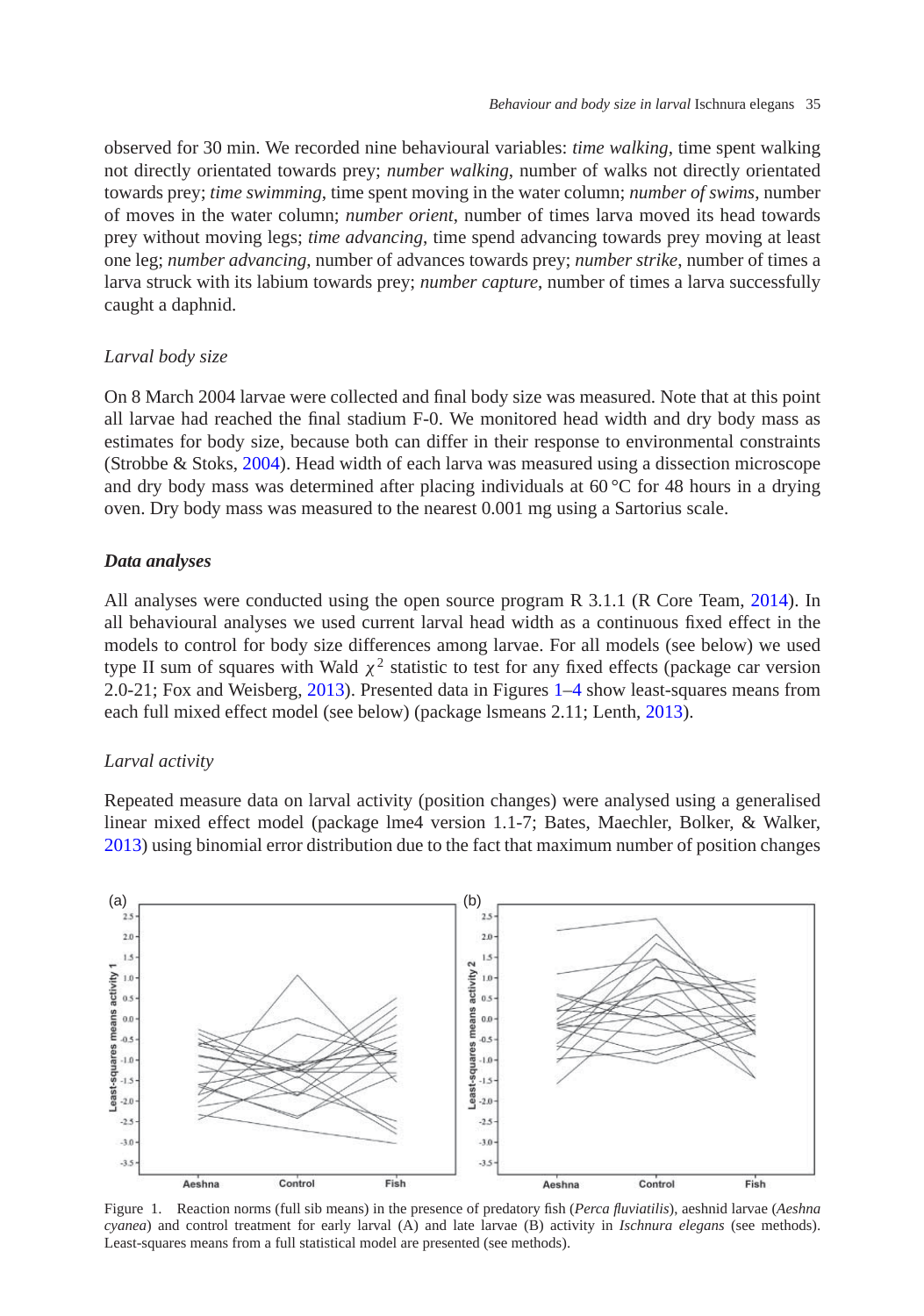observed for 30 min. We recorded nine behavioural variables: *time walking*, time spent walking not directly orientated towards prey; *number walking*, number of walks not directly orientated towards prey; *time swimming*, time spent moving in the water column; *number of swims*, number of moves in the water column; *number orient*, number of times larva moved its head towards prey without moving legs; *time advancing*, time spend advancing towards prey moving at least one leg; *number advancing*, number of advances towards prey; *number strike*, number of times a larva struck with its labium towards prey; *number capture*, number of times a larva successfully caught a daphnid.

### *Larval body size*

On 8 March 2004 larvae were collected and final body size was measured. Note that at this point all larvae had reached the final stadium F-0. We monitored head width and dry body mass as estimates for body size, because both can differ in their response to environmental constraints (Strobbe & Stoks, 2004). Head width of each larva was measured using a dissection microscope and dry body mass was determined after placing individuals at 60 °C for 48 hours in a drying oven. Dry body mass was measured to the nearest 0.001 mg using a Sartorius scale.

## ***Data analyses***

All analyses were conducted using the open source program R 3.1.1 (R Core Team, 2014). In all behavioural analyses we used current larval head width as a continuous fixed effect in the models to control for body size differences among larvae. For all models (see below) we used type II sum of squares with Wald $\chi^2$ statistic to test for any fixed effects (package car version 2.0-21; Fox and Weisberg, 2013). Presented data in Figures 1–4 show least-squares means from each full mixed effect model (see below) (package lsmeans 2.11; Lenth, 2013).

### *Larval activity*

Repeated measure data on larval activity (position changes) were analysed using a generalised linear mixed effect model (package lme4 version 1.1-7; Bates, Maechler, Bolker, & Walker, 2013) using binomial error distribution due to the fact that maximum number of position changes

Figure 1. Reaction norms (full sib means) in the presence of predatory fish (*Perca fluviatilis*), aeshnid larvae (*Aeshna cyanea*) and control treatment for early larval (A) and late larvae (B) activity in *Ischnura elegans* (see methods). Least-squares means from a full statistical model are presented (see methods).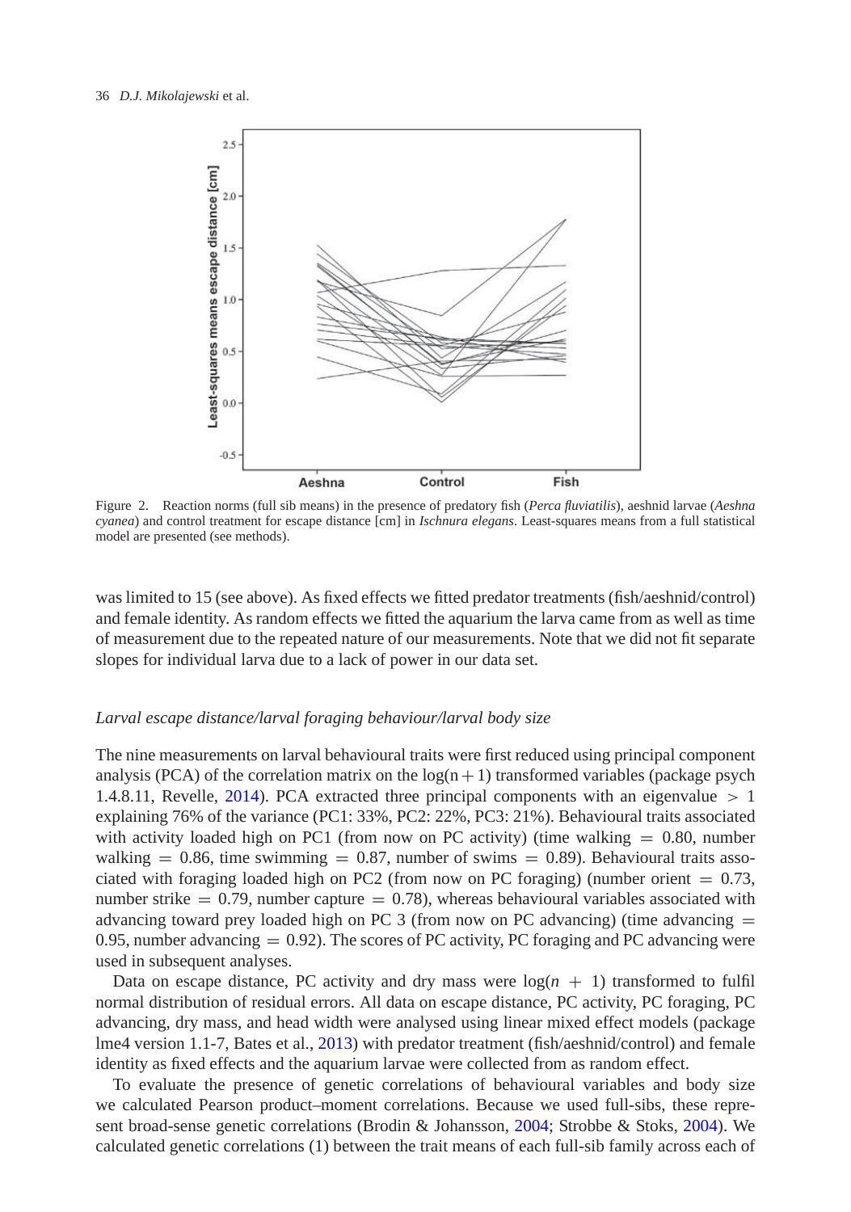Figure 2. Reaction norms (full sib means) in the presence of predatory fish (*Perca fluviatilis*), aeshnid larvae (*Aeshna cyanea*) and control treatment for escape distance [cm] in *Ischnura elegans*. Least-squares means from a full statistical model are presented (see methods).

was limited to 15 (see above). As fixed effects we fitted predator treatments (fish/aeshnid/control) and female identity. As random effects we fitted the aquarium the larva came from as well as time of measurement due to the repeated nature of our measurements. Note that we did not fit separate slopes for individual larva due to a lack of power in our data set.

### *Larval escape distance/larval foraging behaviour/larval body size*

The nine measurements on larval behavioural traits were first reduced using principal component analysis (PCA) of the correlation matrix on the $\log(n+1)$ transformed variables (package psych 1.4.8.11, Revelle, 2014). PCA extracted three principal components with an eigenvalue $> 1$ explaining 76% of the variance (PC1: 33%, PC2: 22%, PC3: 21%). Behavioural traits associated with activity loaded high on PC1 (from now on PC activity) (time walking $= 0.80$, number walking $= 0.86$, time swimming $= 0.87$, number of swims $= 0.89$). Behavioural traits associated with foraging loaded high on PC2 (from now on PC foraging) (number orient $= 0.73$, number strike $= 0.79$, number capture $= 0.78$), whereas behavioural variables associated with advancing toward prey loaded high on PC 3 (from now on PC advancing) (time advancing $=$ 0.95, number advancing $= 0.92$). The scores of PC activity, PC foraging and PC advancing were used in subsequent analyses.

Data on escape distance, PC activity and dry mass were $\log(n + 1)$ transformed to fulfil normal distribution of residual errors. All data on escape distance, PC activity, PC foraging, PC advancing, dry mass, and head width were analysed using linear mixed effect models (package lme4 version 1.1-7, Bates et al., 2013) with predator treatment (fish/aeshnid/control) and female identity as fixed effects and the aquarium larvae were collected from as random effect.

To evaluate the presence of genetic correlations of behavioural variables and body size we calculated Pearson product–moment correlations. Because we used full-sibs, these represent broad-sense genetic correlations (Brodin & Johansson, 2004; Strobbe & Stoks, 2004). We calculated genetic correlations (1) between the trait means of each full-sib family across each of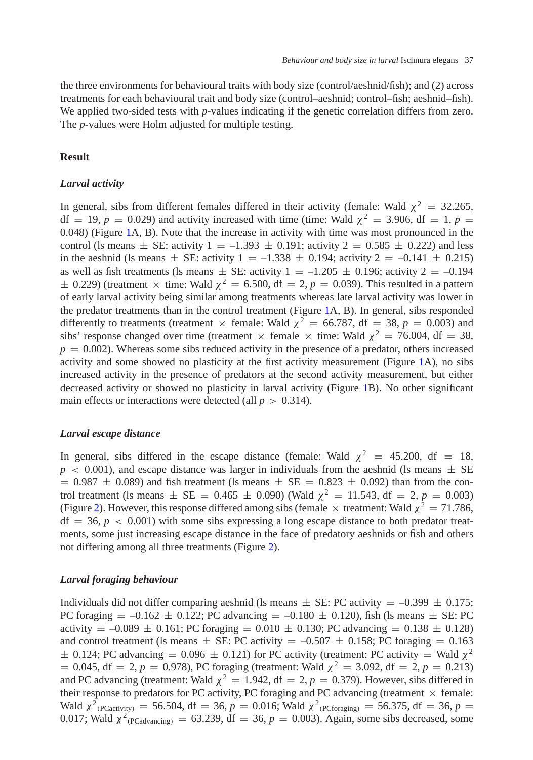the three environments for behavioural traits with body size (control/aeshnid/fish); and (2) across treatments for each behavioural trait and body size (control–aeshnid; control–fish; aeshnid–fish). We applied two-sided tests with *p*-values indicating if the genetic correlation differs from zero. The *p*-values were Holm adjusted for multiple testing.

## Result

### *Larval activity*

In general, sibs from different females differed in their activity (female: Wald $\chi^2 = 32.265$, df $= 19$, $p = 0.029$) and activity increased with time (time: Wald $\chi^2 = 3.906$, df $= 1$, $p = 0.048$) (Figure 1A, B). Note that the increase in activity with time was most pronounced in the control (ls means $\pm$ SE: activity 1 $= -1.393 \pm 0.191$; activity 2 $= 0.585 \pm 0.222$) and less in the aeshnid (ls means $\pm$ SE: activity 1 $= -1.338 \pm 0.194$; activity 2 $= -0.141 \pm 0.215$) as well as fish treatments (ls means $\pm$ SE: activity 1 $= -1.205 \pm 0.196$; activity 2 $= -0.194 \pm 0.229$) (treatment $\times$ time: Wald $\chi^2 = 6.500$, df $= 2$, $p = 0.039$). This resulted in a pattern of early larval activity being similar among treatments whereas late larval activity was lower in the predator treatments than in the control treatment (Figure 1A, B). In general, sibs responded differently to treatments (treatment $\times$ female: Wald $\chi^2 = 66.787$, df $= 38$, $p = 0.003$) and sibs' response changed over time (treatment $\times$ female $\times$ time: Wald $\chi^2 = 76.004$, df $= 38$, $p = 0.002$). Whereas some sibs reduced activity in the presence of a predator, others increased activity and some showed no plasticity at the first activity measurement (Figure 1A), no sibs increased activity in the presence of predators at the second activity measurement, but either decreased activity or showed no plasticity in larval activity (Figure 1B). No other significant main effects or interactions were detected (all $p > 0.314$).

### *Larval escape distance*

In general, sibs differed in the escape distance (female: Wald $\chi^2 = 45.200$, df $= 18$, $p < 0.001$), and escape distance was larger in individuals from the aeshnid (ls means $\pm$ SE $= 0.987 \pm 0.089$) and fish treatment (ls means $\pm$ SE $= 0.823 \pm 0.092$) than from the control treatment (ls means $\pm$ SE $= 0.465 \pm 0.090$) (Wald $\chi^2 = 11.543$, df $= 2$, $p = 0.003$) (Figure 2). However, this response differed among sibs (female $\times$ treatment: Wald $\chi^2 = 71.786$, df $= 36$, $p < 0.001$) with some sibs expressing a long escape distance to both predator treatments, some just increasing escape distance in the face of predatory aeshnids or fish and others not differing among all three treatments (Figure 2).

### *Larval foraging behaviour*

Individuals did not differ comparing aeshnid (ls means $\pm$ SE: PC activity $= -0.399 \pm 0.175$; PC foraging $= -0.162 \pm 0.122$; PC advancing $= -0.180 \pm 0.120$), fish (ls means $\pm$ SE: PC activity $= -0.089 \pm 0.161$; PC foraging $= 0.010 \pm 0.130$; PC advancing $= 0.138 \pm 0.128$) and control treatment (ls means $\pm$ SE: PC activity $= -0.507 \pm 0.158$; PC foraging $= 0.163 \pm 0.124$; PC advancing $= 0.096 \pm 0.121$) for PC activity (treatment: PC activity $=$ Wald $\chi^2 = 0.045$, df $= 2$, $p = 0.978$), PC foraging (treatment: Wald $\chi^2 = 3.092$, df $= 2$, $p = 0.213$) and PC advancing (treatment: Wald $\chi^2 = 1.942$, df $= 2$, $p = 0.379$). However, sibs differed in their response to predators for PC activity, PC foraging and PC advancing (treatment $\times$ female: Wald $\chi^2_{(PCactivity)} = 56.504$, df $= 36$, $p = 0.016$; Wald $\chi^2_{(PCforaging)} = 56.375$, df $= 36$, $p = 0.017$; Wald $\chi^2_{(PCadvancing)} = 63.239$, df $= 36$, $p = 0.003$). Again, some sibs decreased, some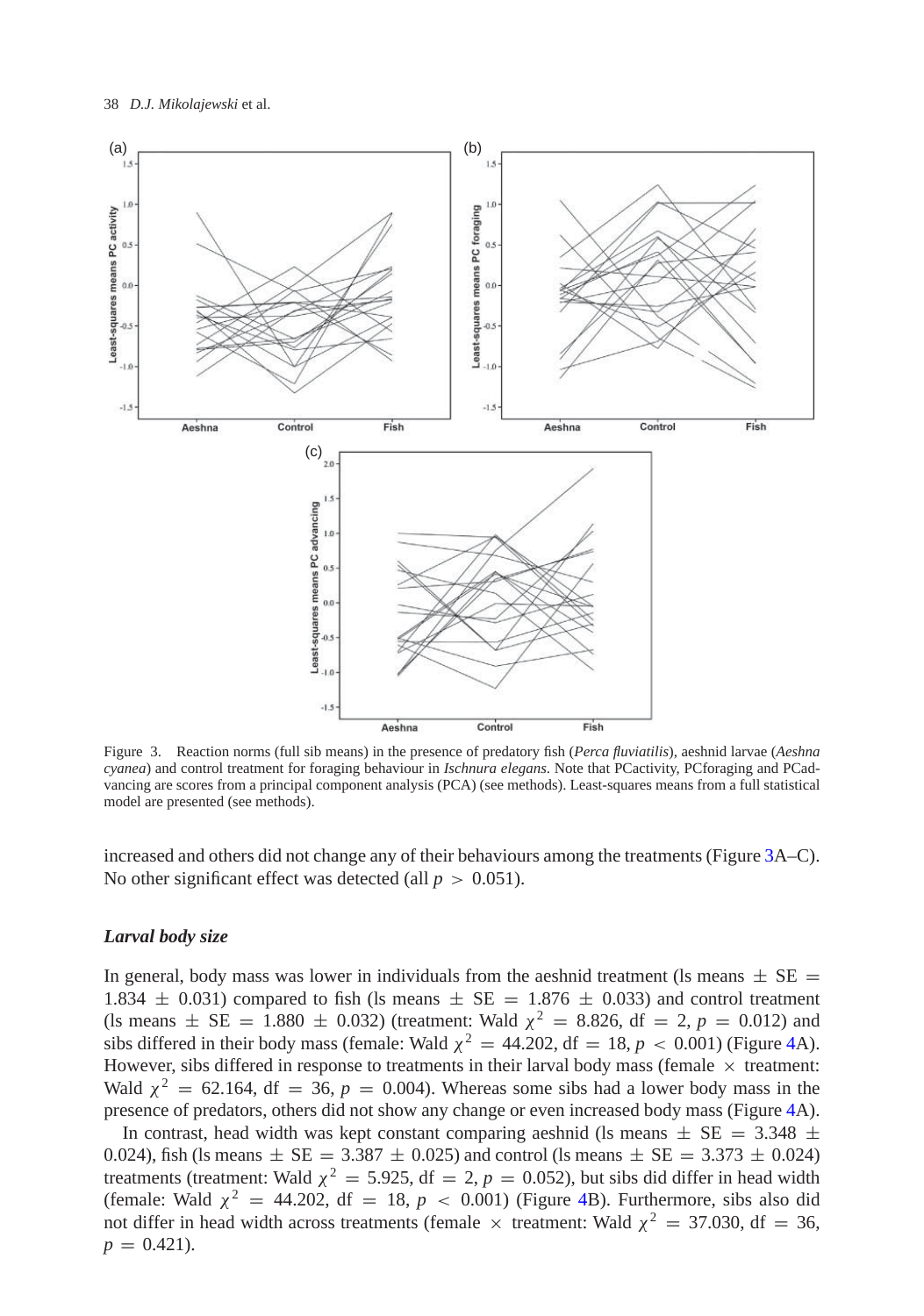Figure 3. Reaction norms (full sib means) in the presence of predatory fish (*Perca fluviatilis*), aeshnid larvae (*Aeshna cyanea*) and control treatment for foraging behaviour in *Ischnura elegans*. Note that PCactivity, PCforaging and PCadvancing are scores from a principal component analysis (PCA) (see methods). Least-squares means from a full statistical model are presented (see methods).

increased and others did not change any of their behaviours among the treatments (Figure 3A–C). No other significant effect was detected (all $p > 0.051$).

### *Larval body size*

In general, body mass was lower in individuals from the aeshnid treatment (ls means $\pm$ SE $= 1.834 \pm 0.031$) compared to fish (ls means $\pm$ SE $= 1.876 \pm 0.033$) and control treatment (ls means $\pm$ SE $= 1.880 \pm 0.032$) (treatment: Wald $\chi^2 = 8.826$, df $= 2$, $p = 0.012$) and sibs differed in their body mass (female: Wald $\chi^2 = 44.202$, df $= 18$, $p < 0.001$) (Figure 4A). However, sibs differed in response to treatments in their larval body mass (female $\times$ treatment: Wald $\chi^2 = 62.164$, df $= 36$, $p = 0.004$). Whereas some sibs had a lower body mass in the presence of predators, others did not show any change or even increased body mass (Figure 4A).

In contrast, head width was kept constant comparing aeshnid (ls means $\pm$ SE $= 3.348 \pm 0.024$), fish (ls means $\pm$ SE $= 3.387 \pm 0.025$) and control (ls means $\pm$ SE $= 3.373 \pm 0.024$) treatments (treatment: Wald $\chi^2 = 5.925$, df $= 2$, $p = 0.052$), but sibs did differ in head width (female: Wald $\chi^2 = 44.202$, df $= 18$, $p < 0.001$) (Figure 4B). Furthermore, sibs also did not differ in head width across treatments (female $\times$ treatment: Wald $\chi^2 = 37.030$, df $= 36$, $p = 0.421$).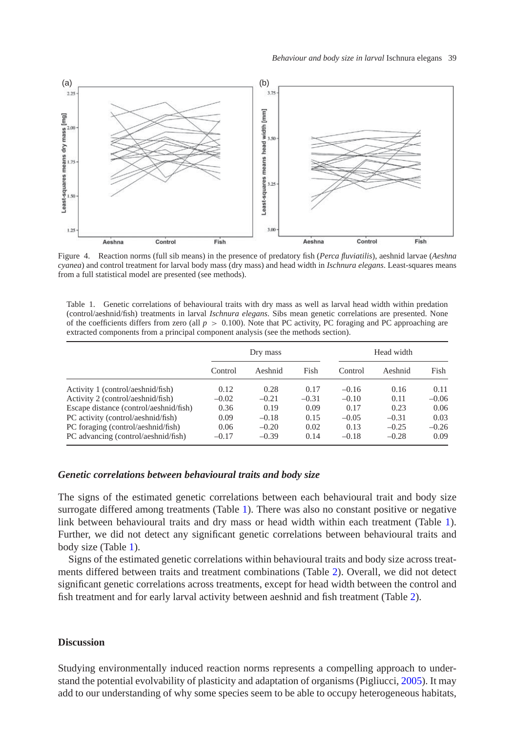Figure 4. Reaction norms (full sib means) in the presence of predatory fish (*Perca fluviatilis*), aeshnid larvae (*Aeshna cyanea*) and control treatment for larval body mass (dry mass) and head width in *Ischnura elegans*. Least-squares means from a full statistical model are presented (see methods).

Table 1. Genetic correlations of behavioural traits with dry mass as well as larval head width within predation (control/aeshnid/fish) treatments in larval *Ischnura elegans*. Sibs mean genetic correlations are presented. None of the coefficients differs from zero (all $p > 0.100$). Note that PC activity, PC foraging and PC approaching are extracted components from a principal component analysis (see the methods section).

| | Dry mass | | | Head width | | |
|---|---|---|---|---|---|---|
| | Control | Aeshnid | Fish | Control | Aeshnid | Fish |
| Activity 1 (control/aeshnid/fish) | 0.12 | 0.28 | 0.17 | −0.16 | 0.16 | 0.11 |
| Activity 2 (control/aeshnid/fish) | −0.02 | −0.21 | −0.31 | −0.10 | 0.11 | −0.06 |
| Escape distance (control/aeshnid/fish) | 0.36 | 0.19 | 0.09 | 0.17 | 0.23 | 0.06 |
| PC activity (control/aeshnid/fish) | 0.09 | −0.18 | 0.15 | −0.05 | −0.31 | 0.03 |
| PC foraging (control/aeshnid/fish) | 0.06 | −0.20 | 0.02 | 0.13 | −0.25 | −0.26 |
| PC advancing (control/aeshnid/fish) | −0.17 | −0.39 | 0.14 | −0.18 | −0.28 | 0.09 |

### *Genetic correlations between behavioural traits and body size*

The signs of the estimated genetic correlations between each behavioural trait and body size surrogate differed among treatments (Table 1). There was also no constant positive or negative link between behavioural traits and dry mass or head width within each treatment (Table 1). Further, we did not detect any significant genetic correlations between behavioural traits and body size (Table 1).

Signs of the estimated genetic correlations within behavioural traits and body size across treatments differed between traits and treatment combinations (Table 2). Overall, we did not detect significant genetic correlations across treatments, except for head width between the control and fish treatment and for early larval activity between aeshnid and fish treatment (Table 2).

## Discussion

Studying environmentally induced reaction norms represents a compelling approach to understand the potential evolvability of plasticity and adaptation of organisms (Pigliucci, 2005). It may add to our understanding of why some species seem to be able to occupy heterogeneous habitats,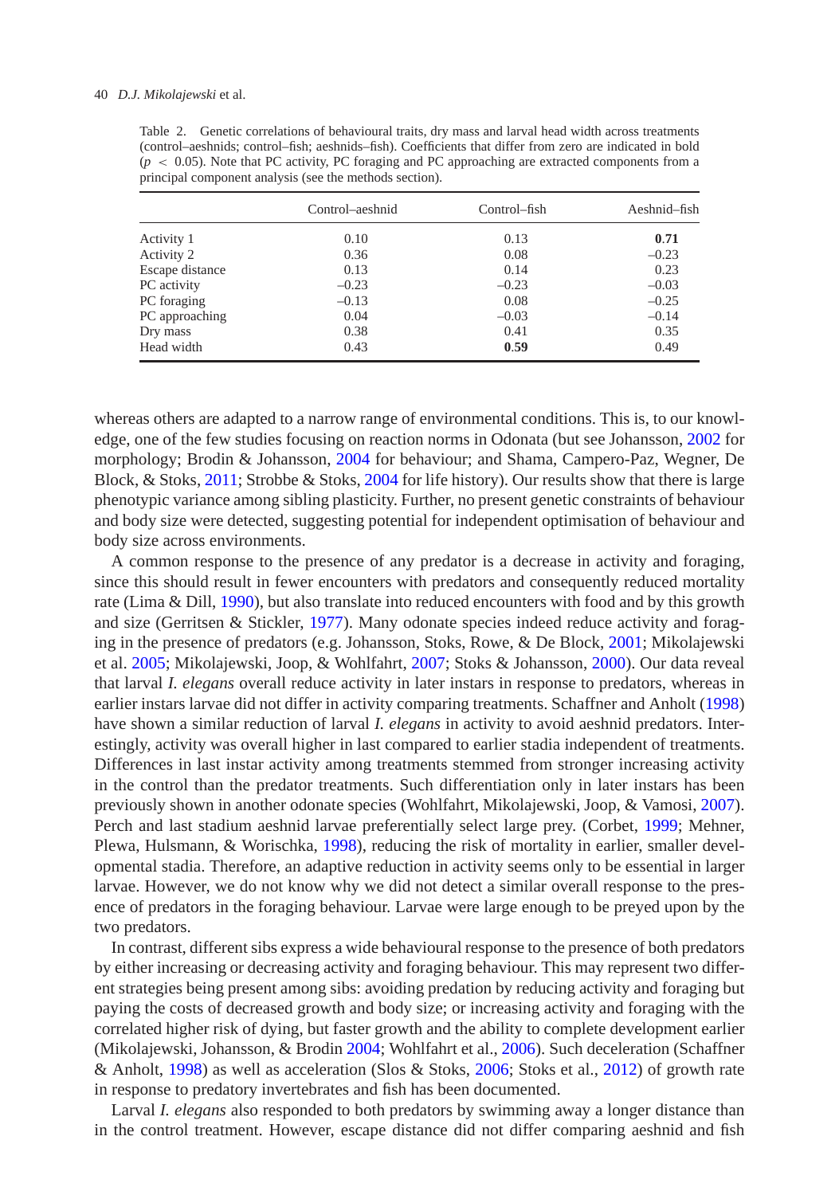Table 2. Genetic correlations of behavioural traits, dry mass and larval head width across treatments (control–aeshnids; control–fish; aeshnids–fish). Coefficients that differ from zero are indicated in bold ($p < 0.05$). Note that PC activity, PC foraging and PC approaching are extracted components from a principal component analysis (see the methods section).

| | Control–aeshnid | Control–fish | Aeshnid–fish |
|---|---|---|---|
| Activity 1 | 0.10 | 0.13 | **0.71** |
| Activity 2 | 0.36 | 0.08 | –0.23 |
| Escape distance | 0.13 | 0.14 | 0.23 |
| PC activity | –0.23 | –0.23 | –0.03 |
| PC foraging | –0.13 | 0.08 | –0.25 |
| PC approaching | 0.04 | –0.03 | –0.14 |
| Dry mass | 0.38 | 0.41 | 0.35 |
| Head width | 0.43 | **0.59** | 0.49 |

whereas others are adapted to a narrow range of environmental conditions. This is, to our knowledge, one of the few studies focusing on reaction norms in Odonata (but see Johansson, 2002 for morphology; Brodin & Johansson, 2004 for behaviour; and Shama, Campero-Paz, Wegner, De Block, & Stoks, 2011; Strobbe & Stoks, 2004 for life history). Our results show that there is large phenotypic variance among sibling plasticity. Further, no present genetic constraints of behaviour and body size were detected, suggesting potential for independent optimisation of behaviour and body size across environments.

A common response to the presence of any predator is a decrease in activity and foraging, since this should result in fewer encounters with predators and consequently reduced mortality rate (Lima & Dill, 1990), but also translate into reduced encounters with food and by this growth and size (Gerritsen & Stickler, 1977). Many odonate species indeed reduce activity and foraging in the presence of predators (e.g. Johansson, Stoks, Rowe, & De Block, 2001; Mikolajewski et al. 2005; Mikolajewski, Joop, & Wohlfahrt, 2007; Stoks & Johansson, 2000). Our data reveal that larval *I. elegans* overall reduce activity in later instars in response to predators, whereas in earlier instars larvae did not differ in activity comparing treatments. Schaffner and Anholt (1998) have shown a similar reduction of larval *I. elegans* in activity to avoid aeshnid predators. Interestingly, activity was overall higher in last compared to earlier stadia independent of treatments. Differences in last instar activity among treatments stemmed from stronger increasing activity in the control than the predator treatments. Such differentiation only in later instars has been previously shown in another odonate species (Wohlfahrt, Mikolajewski, Joop, & Vamosi, 2007). Perch and last stadium aeshnid larvae preferentially select large prey. (Corbet, 1999; Mehner, Plewa, Hulsmann, & Worischka, 1998), reducing the risk of mortality in earlier, smaller developmental stadia. Therefore, an adaptive reduction in activity seems only to be essential in larger larvae. However, we do not know why we did not detect a similar overall response to the presence of predators in the foraging behaviour. Larvae were large enough to be preyed upon by the two predators.

In contrast, different sibs express a wide behavioural response to the presence of both predators by either increasing or decreasing activity and foraging behaviour. This may represent two different strategies being present among sibs: avoiding predation by reducing activity and foraging but paying the costs of decreased growth and body size; or increasing activity and foraging with the correlated higher risk of dying, but faster growth and the ability to complete development earlier (Mikolajewski, Johansson, & Brodin 2004; Wohlfahrt et al., 2006). Such deceleration (Schaffner & Anholt, 1998) as well as acceleration (Slos & Stoks, 2006; Stoks et al., 2012) of growth rate in response to predatory invertebrates and fish has been documented.

Larval *I. elegans* also responded to both predators by swimming away a longer distance than in the control treatment. However, escape distance did not differ comparing aeshnid and fish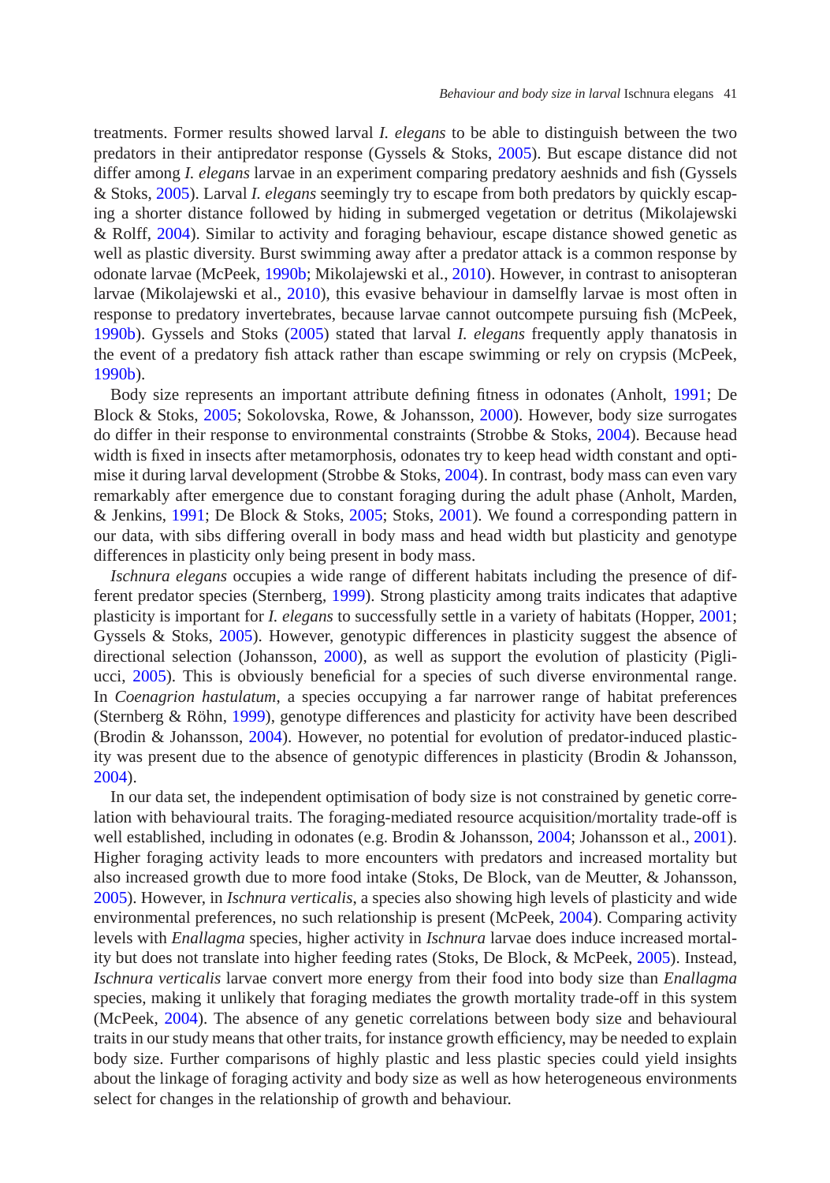treatments. Former results showed larval *I. elegans* to be able to distinguish between the two predators in their antipredator response (Gyssels & Stoks, 2005). But escape distance did not differ among *I. elegans* larvae in an experiment comparing predatory aeshnids and fish (Gyssels & Stoks, 2005). Larval *I. elegans* seemingly try to escape from both predators by quickly escaping a shorter distance followed by hiding in submerged vegetation or detritus (Mikolajewski & Rolff, 2004). Similar to activity and foraging behaviour, escape distance showed genetic as well as plastic diversity. Burst swimming away after a predator attack is a common response by odonate larvae (McPeek, 1990b; Mikolajewski et al., 2010). However, in contrast to anisopteran larvae (Mikolajewski et al., 2010), this evasive behaviour in damselfly larvae is most often in response to predatory invertebrates, because larvae cannot outcompete pursuing fish (McPeek, 1990b). Gyssels and Stoks (2005) stated that larval *I. elegans* frequently apply thanatosis in the event of a predatory fish attack rather than escape swimming or rely on crypsis (McPeek, 1990b).

Body size represents an important attribute defining fitness in odonates (Anholt, 1991; De Block & Stoks, 2005; Sokolovska, Rowe, & Johansson, 2000). However, body size surrogates do differ in their response to environmental constraints (Strobbe & Stoks, 2004). Because head width is fixed in insects after metamorphosis, odonates try to keep head width constant and optimise it during larval development (Strobbe & Stoks, 2004). In contrast, body mass can even vary remarkably after emergence due to constant foraging during the adult phase (Anholt, Marden, & Jenkins, 1991; De Block & Stoks, 2005; Stoks, 2001). We found a corresponding pattern in our data, with sibs differing overall in body mass and head width but plasticity and genotype differences in plasticity only being present in body mass.

*Ischnura elegans* occupies a wide range of different habitats including the presence of different predator species (Sternberg, 1999). Strong plasticity among traits indicates that adaptive plasticity is important for *I. elegans* to successfully settle in a variety of habitats (Hopper, 2001; Gyssels & Stoks, 2005). However, genotypic differences in plasticity suggest the absence of directional selection (Johansson, 2000), as well as support the evolution of plasticity (Pigliucci, 2005). This is obviously beneficial for a species of such diverse environmental range. In *Coenagrion hastulatum*, a species occupying a far narrower range of habitat preferences (Sternberg & Röhn, 1999), genotype differences and plasticity for activity have been described (Brodin & Johansson, 2004). However, no potential for evolution of predator-induced plasticity was present due to the absence of genotypic differences in plasticity (Brodin & Johansson, 2004).

In our data set, the independent optimisation of body size is not constrained by genetic correlation with behavioural traits. The foraging-mediated resource acquisition/mortality trade-off is well established, including in odonates (e.g. Brodin & Johansson, 2004; Johansson et al., 2001). Higher foraging activity leads to more encounters with predators and increased mortality but also increased growth due to more food intake (Stoks, De Block, van de Meutter, & Johansson, 2005). However, in *Ischnura verticalis*, a species also showing high levels of plasticity and wide environmental preferences, no such relationship is present (McPeek, 2004). Comparing activity levels with *Enallagma* species, higher activity in *Ischnura* larvae does induce increased mortality but does not translate into higher feeding rates (Stoks, De Block, & McPeek, 2005). Instead, *Ischnura verticalis* larvae convert more energy from their food into body size than *Enallagma* species, making it unlikely that foraging mediates the growth mortality trade-off in this system (McPeek, 2004). The absence of any genetic correlations between body size and behavioural traits in our study means that other traits, for instance growth efficiency, may be needed to explain body size. Further comparisons of highly plastic and less plastic species could yield insights about the linkage of foraging activity and body size as well as how heterogeneous environments select for changes in the relationship of growth and behaviour.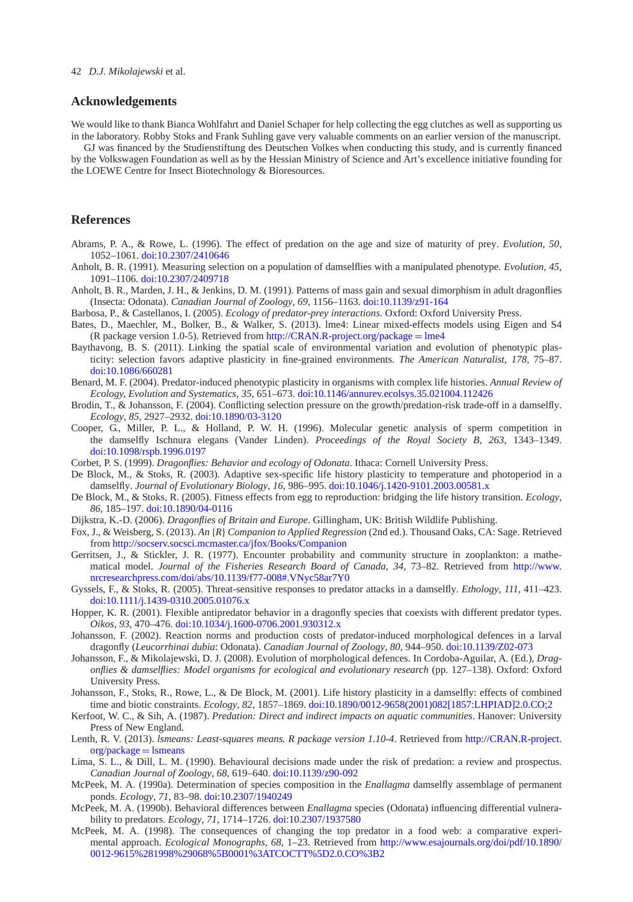## Acknowledgements

We would like to thank Bianca Wohlfahrt and Daniel Schaper for help collecting the egg clutches as well as supporting us in the laboratory. Robby Stoks and Frank Suhling gave very valuable comments on an earlier version of the manuscript.

GJ was financed by the Studienstiftung des Deutschen Volkes when conducting this study, and is currently financed by the Volkswagen Foundation as well as by the Hessian Ministry of Science and Art's excellence initiative founding for the LOEWE Centre for Insect Biotechnology & Bioresources.

## References

Abrams, P. A., & Rowe, L. (1996). The effect of predation on the age and size of maturity of prey. *Evolution*, *50*, 1052–1061. doi:10.2307/2410646

Anholt, B. R. (1991). Measuring selection on a population of damselflies with a manipulated phenotype. *Evolution*, *45*, 1091–1106. doi:10.2307/2409718

Anholt, B. R., Marden, J. H., & Jenkins, D. M. (1991). Patterns of mass gain and sexual dimorphism in adult dragonflies (Insecta: Odonata). *Canadian Journal of Zoology*, *69*, 1156–1163. doi:10.1139/z91-164

Barbosa, P., & Castellanos, I. (2005). *Ecology of predator-prey interactions*. Oxford: Oxford University Press.

Bates, D., Maechler, M., Bolker, B., & Walker, S. (2013). lme4: Linear mixed-effects models using Eigen and S4 (R package version 1.0-5). Retrieved from http://CRAN.R-project.org/package = lme4

Baythavong, B. S. (2011). Linking the spatial scale of environmental variation and evolution of phenotypic plasticity: selection favors adaptive plasticity in fine-grained environments. *The American Naturalist*, *178*, 75–87. doi:10.1086/660281

Benard, M. F. (2004). Predator-induced phenotypic plasticity in organisms with complex life histories. *Annual Review of Ecology, Evolution and Systematics*, *35*, 651–673. doi:10.1146/annurev.ecolsys.35.021004.112426

Brodin, T., & Johansson, F. (2004). Conflicting selection pressure on the growth/predation-risk trade-off in a damselfly. *Ecology*, *85*, 2927–2932. doi:10.1890/03-3120

Cooper, G., Miller, P. L., & Holland, P. W. H. (1996). Molecular genetic analysis of sperm competition in the damselfly Ischnura elegans (Vander Linden). *Proceedings of the Royal Society B*, *263*, 1343–1349. doi:10.1098/rspb.1996.0197

Corbet, P. S. (1999). *Dragonflies: Behavior and ecology of Odonata*. Ithaca: Cornell University Press.

De Block, M., & Stoks, R. (2003). Adaptive sex-specific life history plasticity to temperature and photoperiod in a damselfly. *Journal of Evolutionary Biology*, *16*, 986–995. doi:10.1046/j.1420-9101.2003.00581.x

De Block, M., & Stoks, R. (2005). Fitness effects from egg to reproduction: bridging the life history transition. *Ecology*, *86*, 185–197. doi:10.1890/04-0116

Dijkstra, K.-D. (2006). *Dragonflies of Britain and Europe*. Gillingham, UK: British Wildlife Publishing.

Fox, J., & Weisberg, S. (2013). *An {R} Companion to Applied Regression* (2nd ed.). Thousand Oaks, CA: Sage. Retrieved from http://socserv.socsci.mcmaster.ca/jfox/Books/Companion

Gerritsen, J., & Stickler, J. R. (1977). Encounter probability and community structure in zooplankton: a mathematical model. *Journal of the Fisheries Research Board of Canada*, *34*, 73–82. Retrieved from http://www.nrcresearchpress.com/doi/abs/10.1139/f77-008#.VNyc58ar7Y0

Gyssels, F., & Stoks, R. (2005). Threat-sensitive responses to predator attacks in a damselfly. *Ethology*, *111*, 411–423. doi:10.1111/j.1439-0310.2005.01076.x

Hopper, K. R. (2001). Flexible antipredator behavior in a dragonfly species that coexists with different predator types. *Oikos*, *93*, 470–476. doi:10.1034/j.1600-0706.2001.930312.x

Johansson, F. (2002). Reaction norms and production costs of predator-induced morphological defences in a larval dragonfly (*Leucorrhinai dubia*: Odonata). *Canadian Journal of Zoology*, *80*, 944–950. doi:10.1139/Z02-073

Johansson, F., & Mikolajewski, D. J. (2008). Evolution of morphological defences. In Cordoba-Aguilar, A. (Ed.), *Dragonflies & damselflies: Model organisms for ecological and evolutionary research* (pp. 127–138). Oxford: Oxford University Press.

Johansson, F., Stoks, R., Rowe, L., & De Block, M. (2001). Life history plasticity in a damselfly: effects of combined time and biotic constraints. *Ecology*, *82*, 1857–1869. doi:10.1890/0012-9658(2001)082[1857:LHPIAD]2.0.CO;2

Kerfoot, W. C., & Sih, A. (1987). *Predation: Direct and indirect impacts on aquatic communities*. Hanover: University Press of New England.

Lenth, R. V. (2013). *lsmeans: Least-squares means. R package version 1.10-4*. Retrieved from http://CRAN.R-project.org/package = lsmeans

Lima, S. L., & Dill, L. M. (1990). Behavioural decisions made under the risk of predation: a review and prospectus. *Canadian Journal of Zoology*, *68*, 619–640. doi:10.1139/z90-092

McPeek, M. A. (1990a). Determination of species composition in the *Enallagma* damselfly assemblage of permanent ponds. *Ecology*, *71*, 83–98. doi:10.2307/1940249

McPeek, M. A. (1990b). Behavioral differences between *Enallagma* species (Odonata) influencing differential vulnerability to predators. *Ecology*, *71*, 1714–1726. doi:10.2307/1937580

McPeek, M. A. (1998). The consequences of changing the top predator in a food web: a comparative experimental approach. *Ecological Monographs*, *68*, 1–23. Retrieved from http://www.esajournals.org/doi/pdf/10.1890/0012-9615%281998%29068%5B0001%3ATCOCTT%5D2.0.CO%3B2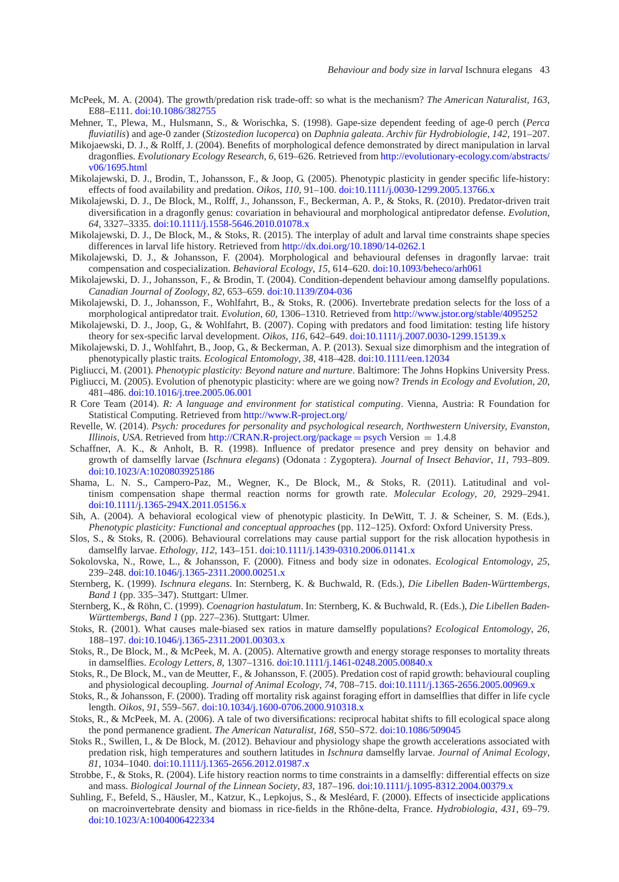McPeek, M. A. (2004). The growth/predation risk trade-off: so what is the mechanism? *The American Naturalist*, *163*, E88–E111. doi:10.1086/382755

Mehner, T., Plewa, M., Hulsmann, S., & Worischka, S. (1998). Gape-size dependent feeding of age-0 perch (*Perca fluviatilis*) and age-0 zander (*Stizostedion lucoperca*) on *Daphnia galeata*. *Archiv für Hydrobiologie*, *142*, 191–207.

Mikojaewski, D. J., & Rolff, J. (2004). Benefits of morphological defence demonstrated by direct manipulation in larval dragonflies. *Evolutionary Ecology Research*, *6*, 619–626. Retrieved from http://evolutionary-ecology.com/abstracts/v06/1695.html

Mikolajewski, D. J., Brodin, T., Johansson, F., & Joop, G. (2005). Phenotypic plasticity in gender specific life-history: effects of food availability and predation. *Oikos*, *110*, 91–100. doi:10.1111/j.0030-1299.2005.13766.x

Mikolajewski, D. J., De Block, M., Rolff, J., Johansson, F., Beckerman, A. P., & Stoks, R. (2010). Predator-driven trait diversification in a dragonfly genus: covariation in behavioural and morphological antipredator defense. *Evolution*, *64*, 3327–3335. doi:10.1111/j.1558-5646.2010.01078.x

Mikolajewski, D. J., De Block, M., & Stoks, R. (2015). The interplay of adult and larval time constraints shape species differences in larval life history. Retrieved from http://dx.doi.org/10.1890/14-0262.1

Mikolajewski, D. J., & Johansson, F. (2004). Morphological and behavioural defenses in dragonfly larvae: trait compensation and cospecialization. *Behavioral Ecology*, *15*, 614–620. doi:10.1093/beheco/arh061

Mikolajewski, D. J., Johansson, F., & Brodin, T. (2004). Condition-dependent behaviour among damselfly populations. *Canadian Journal of Zoology*, *82*, 653–659. doi:10.1139/Z04-036

Mikolajewski, D. J., Johansson, F., Wohlfahrt, B., & Stoks, R. (2006). Invertebrate predation selects for the loss of a morphological antipredator trait. *Evolution*, *60*, 1306–1310. Retrieved from http://www.jstor.org/stable/4095252

Mikolajewski, D. J., Joop, G., & Wohlfahrt, B. (2007). Coping with predators and food limitation: testing life history theory for sex-specific larval development. *Oikos*, *116*, 642–649. doi:10.1111/j.2007.0030-1299.15139.x

Mikolajewski, D. J., Wohlfahrt, B., Joop, G., & Beckerman, A. P. (2013). Sexual size dimorphism and the integration of phenotypically plastic traits. *Ecological Entomology*, *38*, 418–428. doi:10.1111/een.12034

Pigliucci, M. (2001). *Phenotypic plasticity: Beyond nature and nurture*. Baltimore: The Johns Hopkins University Press.

Pigliucci, M. (2005). Evolution of phenotypic plasticity: where are we going now? *Trends in Ecology and Evolution*, *20*, 481–486. doi:10.1016/j.tree.2005.06.001

R Core Team (2014). *R: A language and environment for statistical computing*. Vienna, Austria: R Foundation for Statistical Computing. Retrieved from http://www.R-project.org/

Revelle, W. (2014). *Psych: procedures for personality and psychological research, Northwestern University, Evanston, Illinois, USA*. Retrieved from http://CRAN.R-project.org/package = psych Version = 1.4.8

Schaffner, A. K., & Anholt, B. R. (1998). Influence of predator presence and prey density on behavior and growth of damselfly larvae (*Ischnura elegans*) (Odonata : Zygoptera). *Journal of Insect Behavior*, *11*, 793–809. doi:10.1023/A:1020803925186

Shama, L. N. S., Campero-Paz, M., Wegner, K., De Block, M., & Stoks, R. (2011). Latitudinal and voltinism compensation shape thermal reaction norms for growth rate. *Molecular Ecology*, *20*, 2929–2941. doi:10.1111/j.1365-294X.2011.05156.x

Sih, A. (2004). A behavioral ecological view of phenotypic plasticity. In DeWitt, T. J. & Scheiner, S. M. (Eds.), *Phenotypic plasticity: Functional and conceptual approaches* (pp. 112–125). Oxford: Oxford University Press.

Slos, S., & Stoks, R. (2006). Behavioural correlations may cause partial support for the risk allocation hypothesis in damselfly larvae. *Ethology*, *112*, 143–151. doi:10.1111/j.1439-0310.2006.01141.x

Sokolovska, N., Rowe, L., & Johansson, F. (2000). Fitness and body size in odonates. *Ecological Entomology*, *25*, 239–248. doi:10.1046/j.1365-2311.2000.00251.x

Sternberg, K. (1999). *Ischnura elegans*. In: Sternberg, K. & Buchwald, R. (Eds.), *Die Libellen Baden-Württembergs, Band 1* (pp. 335–347). Stuttgart: Ulmer.

Sternberg, K., & Röhn, C. (1999). *Coenagrion hastulatum*. In: Sternberg, K. & Buchwald, R. (Eds.), *Die Libellen Baden-Württembergs, Band 1* (pp. 227–236). Stuttgart: Ulmer.

Stoks, R. (2001). What causes male-biased sex ratios in mature damselfly populations? *Ecological Entomology*, *26*, 188–197. doi:10.1046/j.1365-2311.2001.00303.x

Stoks, R., De Block, M., & McPeek, M. A. (2005). Alternative growth and energy storage responses to mortality threats in damselflies. *Ecology Letters*, *8*, 1307–1316. doi:10.1111/j.1461-0248.2005.00840.x

Stoks, R., De Block, M., van de Meutter, F., & Johansson, F. (2005). Predation cost of rapid growth: behavioural coupling and physiological decoupling. *Journal of Animal Ecology*, *74*, 708–715. doi:10.1111/j.1365-2656.2005.00969.x

Stoks, R., & Johansson, F. (2000). Trading off mortality risk against foraging effort in damselflies that differ in life cycle length. *Oikos*, *91*, 559–567. doi:10.1034/j.1600-0706.2000.910318.x

Stoks, R., & McPeek, M. A. (2006). A tale of two diversifications: reciprocal habitat shifts to fill ecological space along the pond permanence gradient. *The American Naturalist*, *168*, S50–S72. doi:10.1086/509045

Stoks R., Swillen, I., & De Block, M. (2012). Behaviour and physiology shape the growth accelerations associated with predation risk, high temperatures and southern latitudes in *Ischnura* damselfly larvae. *Journal of Animal Ecology*, *81*, 1034–1040. doi:10.1111/j.1365-2656.2012.01987.x

Strobbe, F., & Stoks, R. (2004). Life history reaction norms to time constraints in a damselfly: differential effects on size and mass. *Biological Journal of the Linnean Society*, *83*, 187–196. doi:10.1111/j.1095-8312.2004.00379.x

Suhling, F., Befeld, S., Häusler, M., Katzur, K., Lepkojus, S., & Mesléard, F. (2000). Effects of insecticide applications on macroinvertebrate density and biomass in rice-fields in the Rhône-delta, France. *Hydrobiologia*, *431*, 69–79. doi:10.1023/A:1004006422334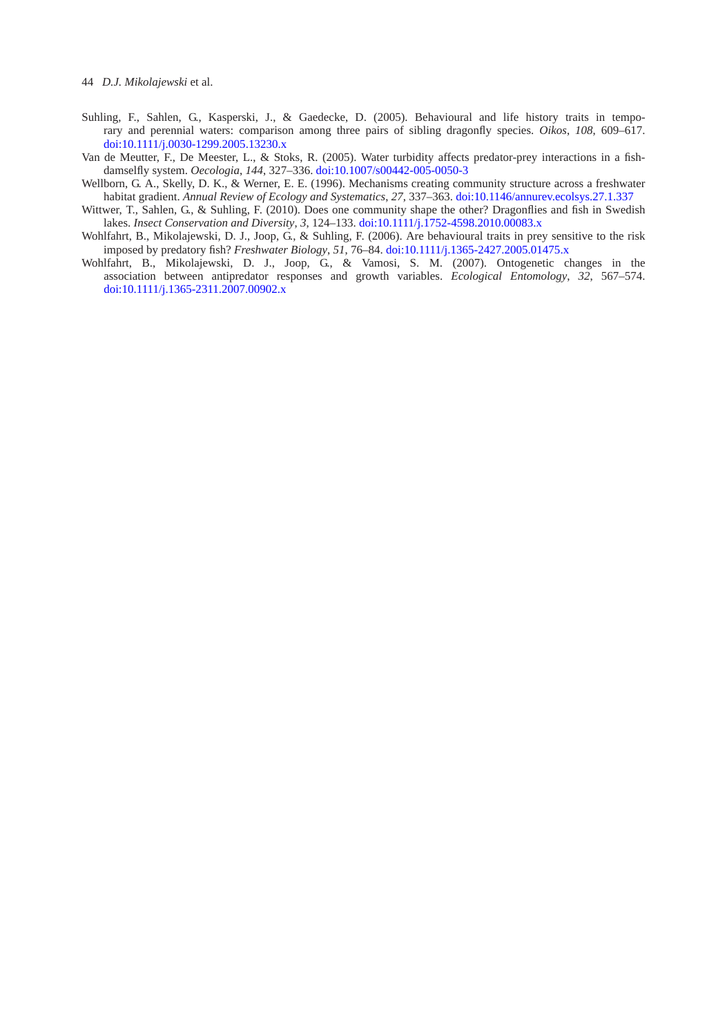Suhling, F., Sahlen, G., Kasperski, J., & Gaedecke, D. (2005). Behavioural and life history traits in temporary and perennial waters: comparison among three pairs of sibling dragonfly species. *Oikos*, *108*, 609–617. doi:10.1111/j.0030-1299.2005.13230.x

Van de Meutter, F., De Meester, L., & Stoks, R. (2005). Water turbidity affects predator-prey interactions in a fish-damselfly system. *Oecologia*, *144*, 327–336. doi:10.1007/s00442-005-0050-3

Wellborn, G. A., Skelly, D. K., & Werner, E. E. (1996). Mechanisms creating community structure across a freshwater habitat gradient. *Annual Review of Ecology and Systematics*, *27*, 337–363. doi:10.1146/annurev.ecolsys.27.1.337

Wittwer, T., Sahlen, G., & Suhling, F. (2010). Does one community shape the other? Dragonflies and fish in Swedish lakes. *Insect Conservation and Diversity*, *3*, 124–133. doi:10.1111/j.1752-4598.2010.00083.x

Wohlfahrt, B., Mikolajewski, D. J., Joop, G., & Suhling, F. (2006). Are behavioural traits in prey sensitive to the risk imposed by predatory fish? *Freshwater Biology*, *51*, 76–84. doi:10.1111/j.1365-2427.2005.01475.x

Wohlfahrt, B., Mikolajewski, D. J., Joop, G., & Vamosi, S. M. (2007). Ontogenetic changes in the association between antipredator responses and growth variables. *Ecological Entomology*, *32*, 567–574. doi:10.1111/j.1365-2311.2007.00902.x